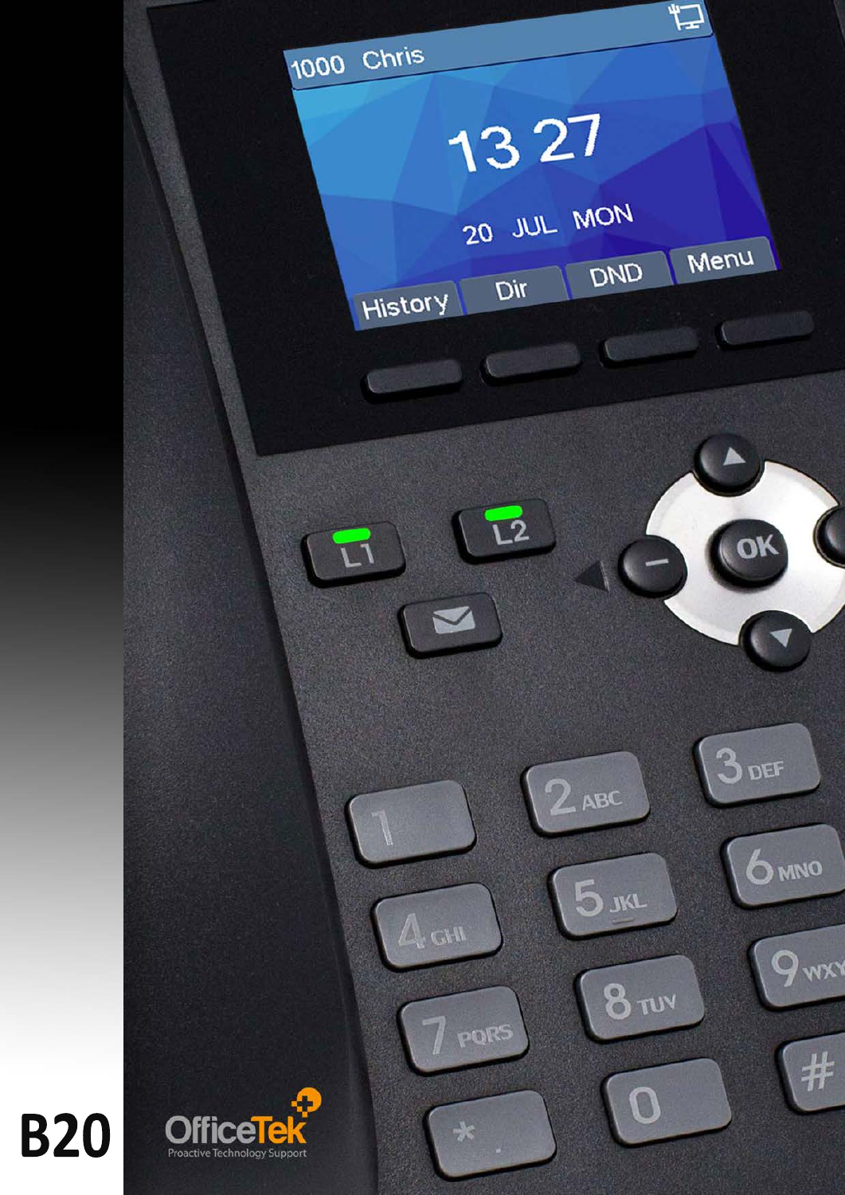# B20

OfficeTek

Proactive Technology Support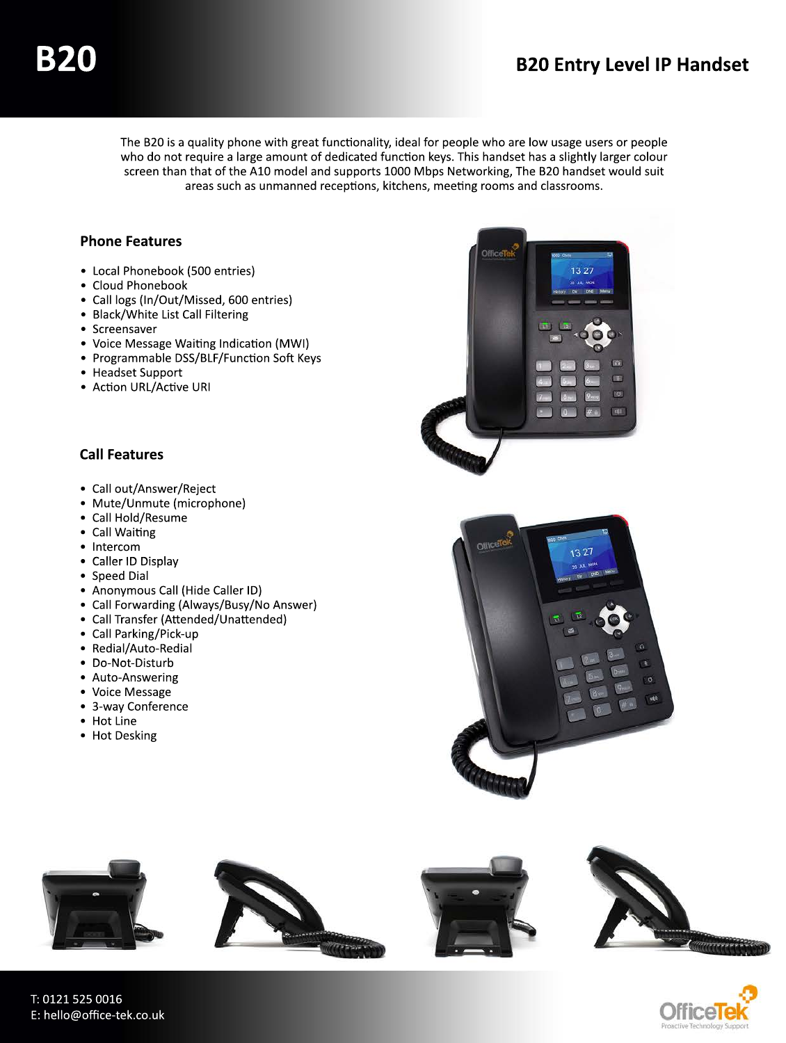# B20

## B20 Entry Level IP Handset

The B20 is a quality phone with great functionality, ideal for people who are low usage users or people who do not require a large amount of dedicated function keys. This handset has a slightly larger colour screen than that of the A10 model and supports 1000 Mbps Networking, The B20 handset would suit areas such as unmanned receptions, kitchens, meeting rooms and classrooms.

### Phone Features

- Local Phonebook (500 entries)
- Cloud Phonebook
- Call logs (In/Out/Missed, 600 entries)
- Black/White List Call Filtering
- Screensaver
- Voice Message Waiting Indication (MWI)
- Programmable DSS/BLF/Function Soft Keys
- Headset Support
- Action URL/Active URI

### Call Features

- Call out/Answer/Reject
- Mute/Unmute (microphone)
- Call Hold/Resume
- Call Waiting
- Intercom
- Caller ID Display
- Speed Dial
- Anonymous Call (Hide Caller ID)
- Call Forwarding (Always/Busy/No Answer)
- Call Transfer (Attended/Unattended)
- Call Parking/Pick-up
- Redial/Auto-Redial
- Do-Not-Disturb
- Auto-Answering
- Voice Message
- 3-way Conference
- Hot Line
- Hot Desking

T: 0121 525 0016
E: hello@office-tek.co.uk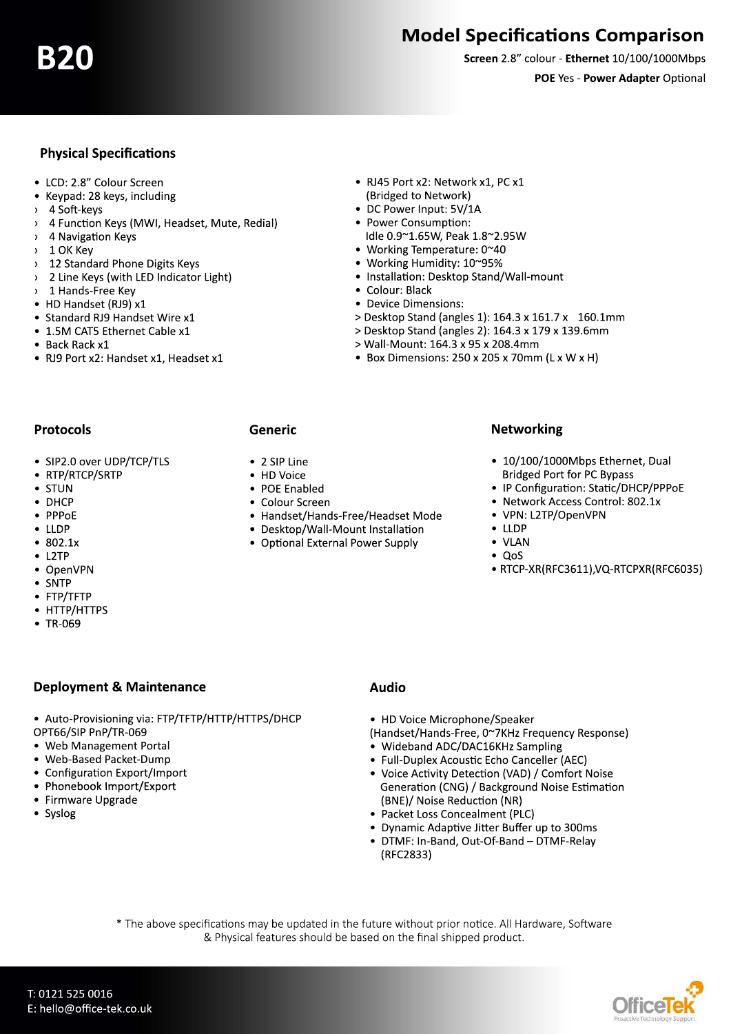# B20

## Model Specifications Comparison

**Screen** 2.8" colour - **Ethernet** 10/100/1000Mbps

**POE** Yes - **Power Adapter** Optional

### Physical Specifications

- LCD: 2.8" Colour Screen
- Keypad: 28 keys, including
  - › 4 Soft-keys
  - › 4 Function Keys (MWI, Headset, Mute, Redial)
  - › 4 Navigation Keys
  - › 1 OK Key
  - › 12 Standard Phone Digits Keys
  - › 2 Line Keys (with LED Indicator Light)
  - › 1 Hands-Free Key
- HD Handset (RJ9) x1
- Standard RJ9 Handset Wire x1
- 1.5M CAT5 Ethernet Cable x1
- Back Rack x1
- RJ9 Port x2: Handset x1, Headset x1
- RJ45 Port x2: Network x1, PC x1 (Bridged to Network)
- DC Power Input: 5V/1A
- Power Consumption: Idle 0.9~1.65W, Peak 1.8~2.95W
- Working Temperature: 0~40
- Working Humidity: 10~95%
- Installation: Desktop Stand/Wall-mount
- Colour: Black
- Device Dimensions:

> Desktop Stand (angles 1): 164.3 x 161.7 x 160.1mm
> Desktop Stand (angles 2): 164.3 x 179 x 139.6mm
> Wall-Mount: 164.3 x 95 x 208.4mm

- Box Dimensions: 250 x 205 x 70mm (L x W x H)

### Protocols

- SIP2.0 over UDP/TCP/TLS
- RTP/RTCP/SRTP
- STUN
- DHCP
- PPPoE
- LLDP
- 802.1x
- L2TP
- OpenVPN
- SNTP
- FTP/TFTP
- HTTP/HTTPS
- TR-069

### Generic

- 2 SIP Line
- HD Voice
- POE Enabled
- Colour Screen
- Handset/Hands-Free/Headset Mode
- Desktop/Wall-Mount Installation
- Optional External Power Supply

### Networking

- 10/100/1000Mbps Ethernet, Dual Bridged Port for PC Bypass
- IP Configuration: Static/DHCP/PPPoE
- Network Access Control: 802.1x
- VPN: L2TP/OpenVPN
- LLDP
- VLAN
- QoS
- RTCP-XR(RFC3611),VQ-RTCPXR(RFC6035)

### Deployment & Maintenance

- Auto-Provisioning via: FTP/TFTP/HTTP/HTTPS/DHCP OPT66/SIP PnP/TR-069
- Web Management Portal
- Web-Based Packet-Dump
- Configuration Export/Import
- Phonebook Import/Export
- Firmware Upgrade
- Syslog

### Audio

- HD Voice Microphone/Speaker (Handset/Hands-Free, 0~7KHz Frequency Response)
- Wideband ADC/DAC16KHz Sampling
- Full-Duplex Acoustic Echo Canceller (AEC)
- Voice Activity Detection (VAD) / Comfort Noise Generation (CNG) / Background Noise Estimation (BNE)/ Noise Reduction (NR)
- Packet Loss Concealment (PLC)
- Dynamic Adaptive Jitter Buffer up to 300ms
- DTMF: In-Band, Out-Of-Band – DTMF-Relay (RFC2833)

* The above specifications may be updated in the future without prior notice. All Hardware, Software & Physical features should be based on the final shipped product.

T: 0121 525 0016
E: hello@office-tek.co.uk

OfficeTek
Proactive Technology Support